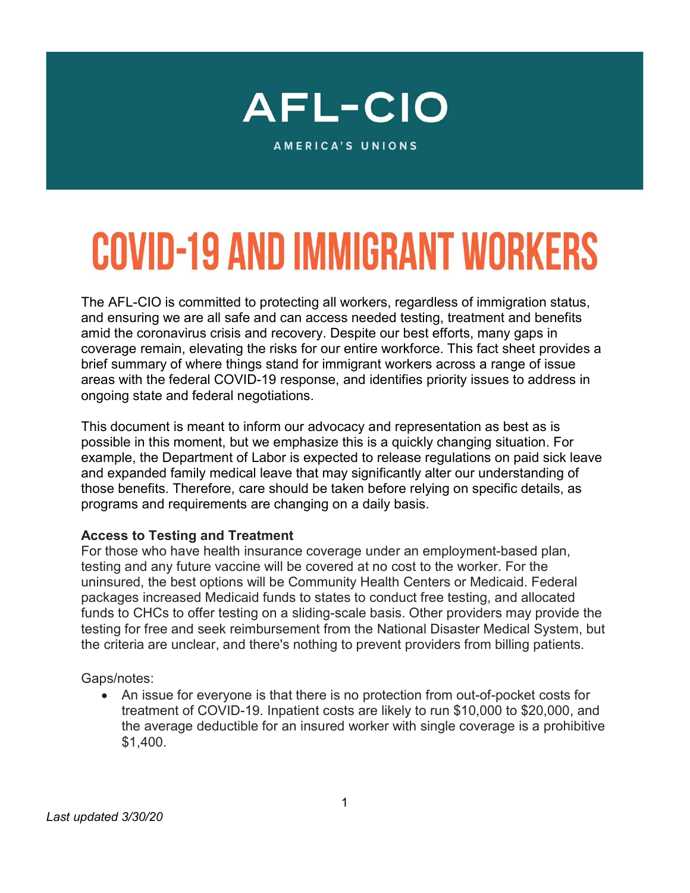# AFL-CIO

AMERICA'S UNIONS

# COVID-19 AND IMMIGRANT WORKERS

The AFL-CIO is committed to protecting all workers, regardless of immigration status, and ensuring we are all safe and can access needed testing, treatment and benefits amid the coronavirus crisis and recovery. Despite our best efforts, many gaps in coverage remain, elevating the risks for our entire workforce. This fact sheet provides a brief summary of where things stand for immigrant workers across a range of issue areas with the federal COVID-19 response, and identifies priority issues to address in ongoing state and federal negotiations.

This document is meant to inform our advocacy and representation as best as is possible in this moment, but we emphasize this is a quickly changing situation. For example, the Department of Labor is expected to release regulations on paid sick leave and expanded family medical leave that may significantly alter our understanding of those benefits. Therefore, care should be taken before relying on specific details, as programs and requirements are changing on a daily basis.

**Access to Testing and Treatment**

For those who have health insurance coverage under an employment-based plan, testing and any future vaccine will be covered at no cost to the worker. For the uninsured, the best options will be Community Health Centers or Medicaid. Federal packages increased Medicaid funds to states to conduct free testing, and allocated funds to CHCs to offer testing on a sliding-scale basis. Other providers may provide the testing for free and seek reimbursement from the National Disaster Medical System, but the criteria are unclear, and there's nothing to prevent providers from billing patients.

Gaps/notes:

- An issue for everyone is that there is no protection from out-of-pocket costs for treatment of COVID-19. Inpatient costs are likely to run $10,000 to $20,000, and the average deductible for an insured worker with single coverage is a prohibitive $1,400.

*Last updated 3/30/20*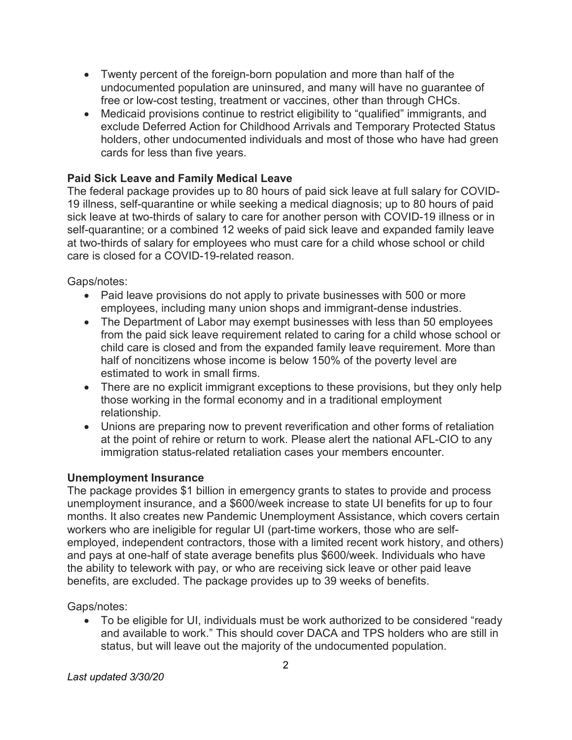- Twenty percent of the foreign-born population and more than half of the undocumented population are uninsured, and many will have no guarantee of free or low-cost testing, treatment or vaccines, other than through CHCs.
- Medicaid provisions continue to restrict eligibility to "qualified" immigrants, and exclude Deferred Action for Childhood Arrivals and Temporary Protected Status holders, other undocumented individuals and most of those who have had green cards for less than five years.

**Paid Sick Leave and Family Medical Leave**

The federal package provides up to 80 hours of paid sick leave at full salary for COVID-19 illness, self-quarantine or while seeking a medical diagnosis; up to 80 hours of paid sick leave at two-thirds of salary to care for another person with COVID-19 illness or in self-quarantine; or a combined 12 weeks of paid sick leave and expanded family leave at two-thirds of salary for employees who must care for a child whose school or child care is closed for a COVID-19-related reason.

Gaps/notes:

- Paid leave provisions do not apply to private businesses with 500 or more employees, including many union shops and immigrant-dense industries.
- The Department of Labor may exempt businesses with less than 50 employees from the paid sick leave requirement related to caring for a child whose school or child care is closed and from the expanded family leave requirement. More than half of noncitizens whose income is below 150% of the poverty level are estimated to work in small firms.
- There are no explicit immigrant exceptions to these provisions, but they only help those working in the formal economy and in a traditional employment relationship.
- Unions are preparing now to prevent reverification and other forms of retaliation at the point of rehire or return to work. Please alert the national AFL-CIO to any immigration status-related retaliation cases your members encounter.

**Unemployment Insurance**

The package provides $1 billion in emergency grants to states to provide and process unemployment insurance, and a $600/week increase to state UI benefits for up to four months. It also creates new Pandemic Unemployment Assistance, which covers certain workers who are ineligible for regular UI (part-time workers, those who are self-employed, independent contractors, those with a limited recent work history, and others) and pays at one-half of state average benefits plus $600/week. Individuals who have the ability to telework with pay, or who are receiving sick leave or other paid leave benefits, are excluded. The package provides up to 39 weeks of benefits.

Gaps/notes:

- To be eligible for UI, individuals must be work authorized to be considered "ready and available to work." This should cover DACA and TPS holders who are still in status, but will leave out the majority of the undocumented population.

*Last updated 3/30/20*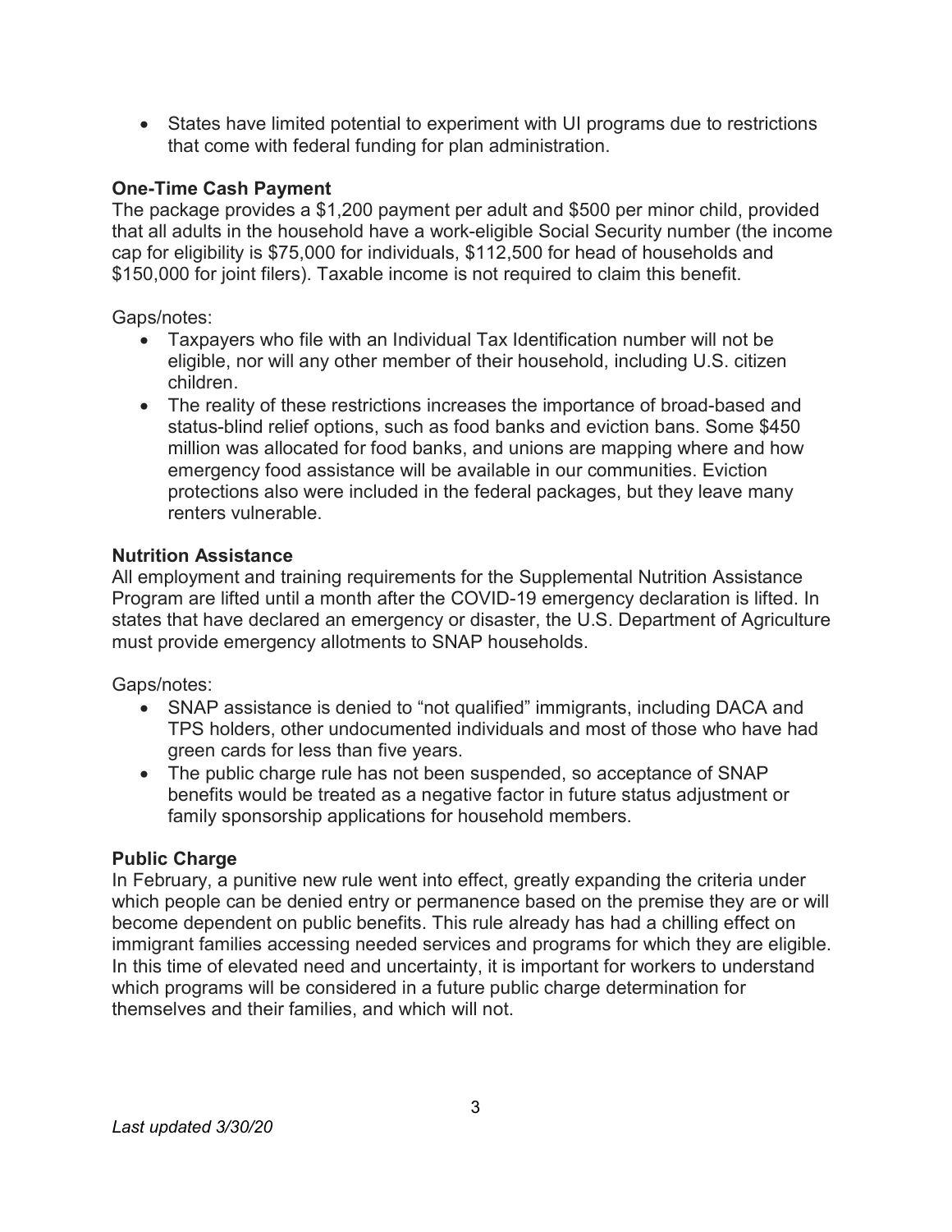- States have limited potential to experiment with UI programs due to restrictions that come with federal funding for plan administration.

**One-Time Cash Payment**

The package provides a $1,200 payment per adult and $500 per minor child, provided that all adults in the household have a work-eligible Social Security number (the income cap for eligibility is $75,000 for individuals, $112,500 for head of households and $150,000 for joint filers). Taxable income is not required to claim this benefit.

Gaps/notes:

- Taxpayers who file with an Individual Tax Identification number will not be eligible, nor will any other member of their household, including U.S. citizen children.
- The reality of these restrictions increases the importance of broad-based and status-blind relief options, such as food banks and eviction bans. Some $450 million was allocated for food banks, and unions are mapping where and how emergency food assistance will be available in our communities. Eviction protections also were included in the federal packages, but they leave many renters vulnerable.

**Nutrition Assistance**

All employment and training requirements for the Supplemental Nutrition Assistance Program are lifted until a month after the COVID-19 emergency declaration is lifted. In states that have declared an emergency or disaster, the U.S. Department of Agriculture must provide emergency allotments to SNAP households.

Gaps/notes:

- SNAP assistance is denied to "not qualified" immigrants, including DACA and TPS holders, other undocumented individuals and most of those who have had green cards for less than five years.
- The public charge rule has not been suspended, so acceptance of SNAP benefits would be treated as a negative factor in future status adjustment or family sponsorship applications for household members.

**Public Charge**

In February, a punitive new rule went into effect, greatly expanding the criteria under which people can be denied entry or permanence based on the premise they are or will become dependent on public benefits. This rule already has had a chilling effect on immigrant families accessing needed services and programs for which they are eligible. In this time of elevated need and uncertainty, it is important for workers to understand which programs will be considered in a future public charge determination for themselves and their families, and which will not.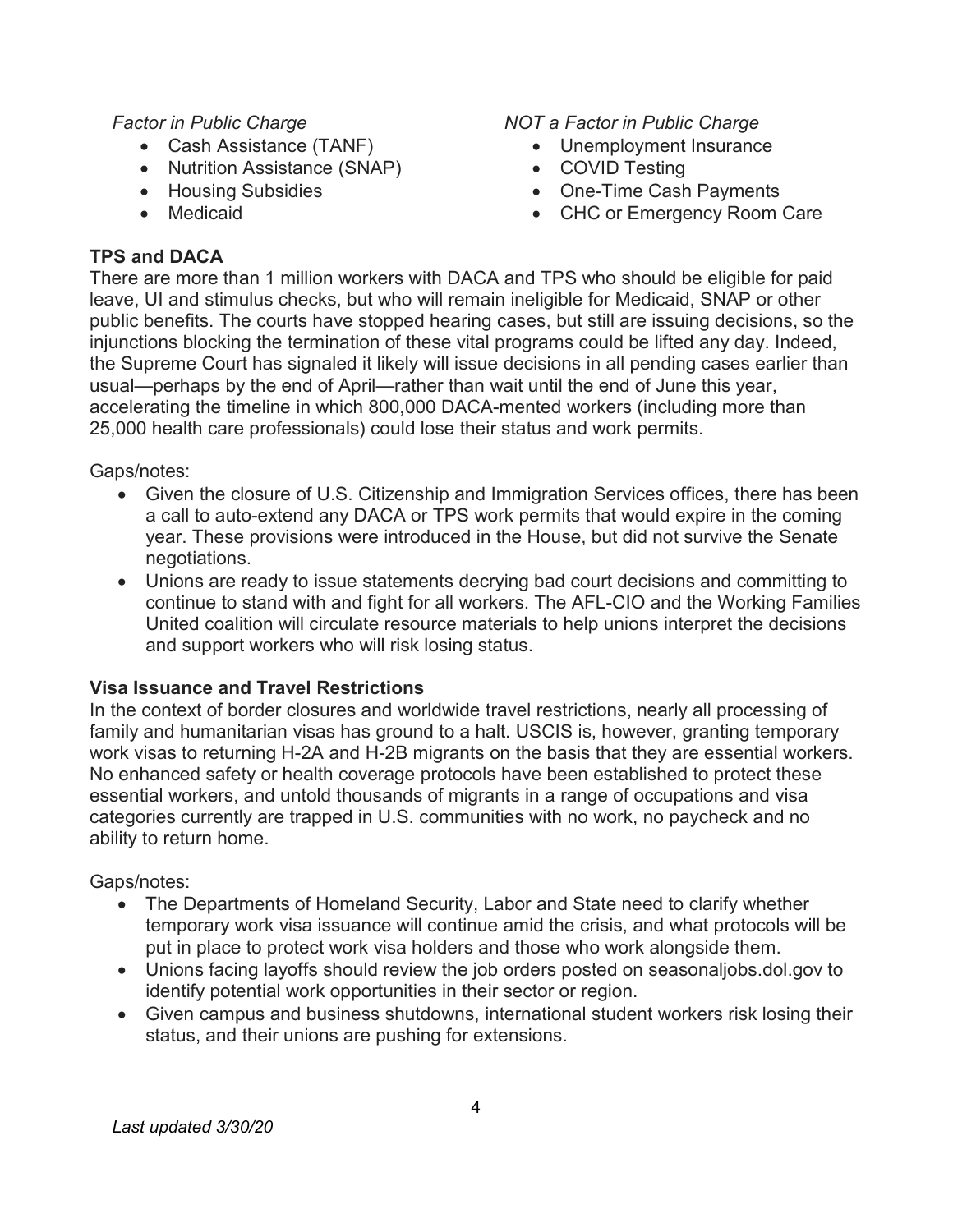*Factor in Public Charge*

- Cash Assistance (TANF)
- Nutrition Assistance (SNAP)
- Housing Subsidies
- Medicaid

*NOT a Factor in Public Charge*

- Unemployment Insurance
- COVID Testing
- One-Time Cash Payments
- CHC or Emergency Room Care

**TPS and DACA**

There are more than 1 million workers with DACA and TPS who should be eligible for paid leave, UI and stimulus checks, but who will remain ineligible for Medicaid, SNAP or other public benefits. The courts have stopped hearing cases, but still are issuing decisions, so the injunctions blocking the termination of these vital programs could be lifted any day. Indeed, the Supreme Court has signaled it likely will issue decisions in all pending cases earlier than usual—perhaps by the end of April—rather than wait until the end of June this year, accelerating the timeline in which 800,000 DACA-mented workers (including more than 25,000 health care professionals) could lose their status and work permits.

Gaps/notes:

- Given the closure of U.S. Citizenship and Immigration Services offices, there has been a call to auto-extend any DACA or TPS work permits that would expire in the coming year. These provisions were introduced in the House, but did not survive the Senate negotiations.
- Unions are ready to issue statements decrying bad court decisions and committing to continue to stand with and fight for all workers. The AFL-CIO and the Working Families United coalition will circulate resource materials to help unions interpret the decisions and support workers who will risk losing status.

**Visa Issuance and Travel Restrictions**

In the context of border closures and worldwide travel restrictions, nearly all processing of family and humanitarian visas has ground to a halt. USCIS is, however, granting temporary work visas to returning H-2A and H-2B migrants on the basis that they are essential workers. No enhanced safety or health coverage protocols have been established to protect these essential workers, and untold thousands of migrants in a range of occupations and visa categories currently are trapped in U.S. communities with no work, no paycheck and no ability to return home.

Gaps/notes:

- The Departments of Homeland Security, Labor and State need to clarify whether temporary work visa issuance will continue amid the crisis, and what protocols will be put in place to protect work visa holders and those who work alongside them.
- Unions facing layoffs should review the job orders posted on seasonaljobs.dol.gov to identify potential work opportunities in their sector or region.
- Given campus and business shutdowns, international student workers risk losing their status, and their unions are pushing for extensions.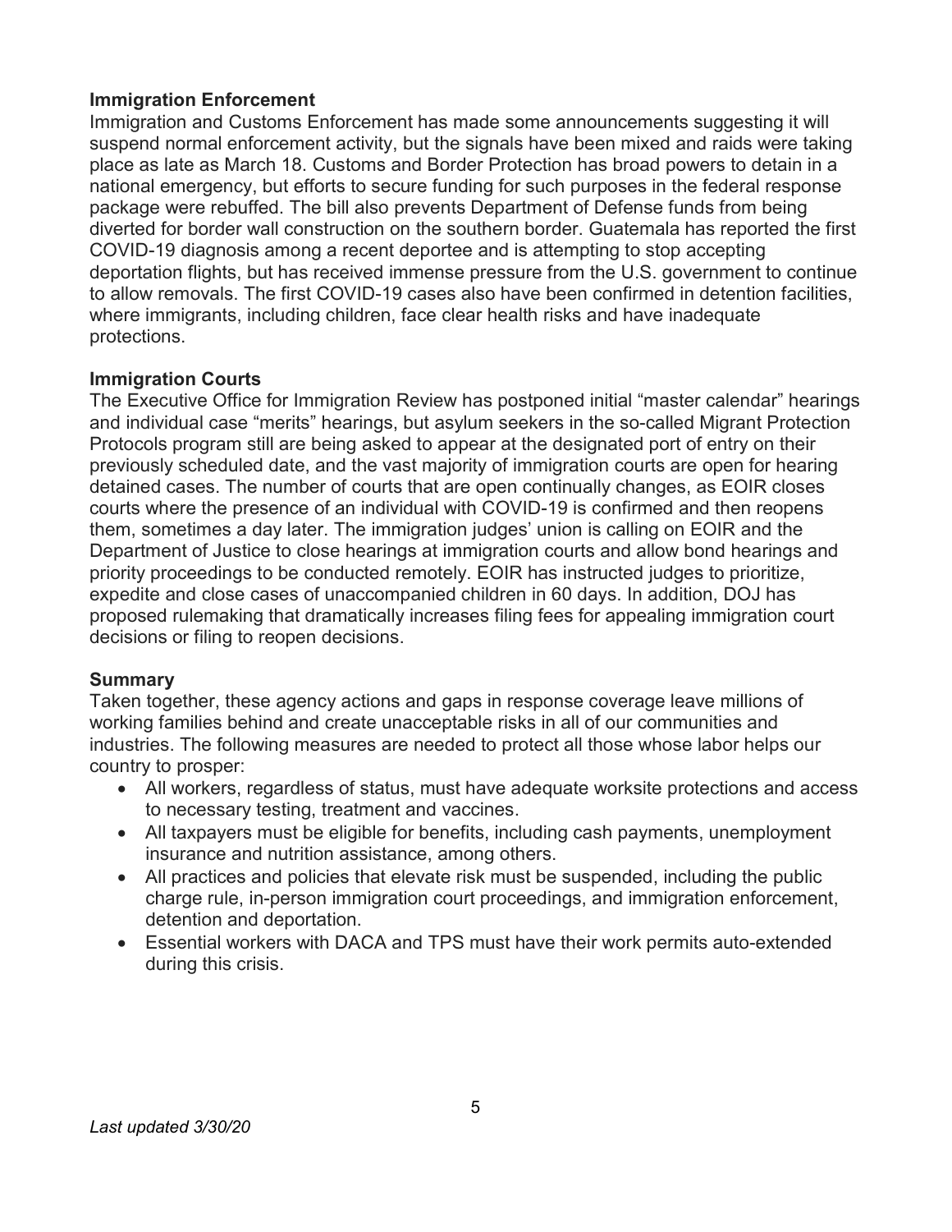**Immigration Enforcement**

Immigration and Customs Enforcement has made some announcements suggesting it will suspend normal enforcement activity, but the signals have been mixed and raids were taking place as late as March 18. Customs and Border Protection has broad powers to detain in a national emergency, but efforts to secure funding for such purposes in the federal response package were rebuffed. The bill also prevents Department of Defense funds from being diverted for border wall construction on the southern border. Guatemala has reported the first COVID-19 diagnosis among a recent deportee and is attempting to stop accepting deportation flights, but has received immense pressure from the U.S. government to continue to allow removals. The first COVID-19 cases also have been confirmed in detention facilities, where immigrants, including children, face clear health risks and have inadequate protections.

**Immigration Courts**

The Executive Office for Immigration Review has postponed initial "master calendar" hearings and individual case "merits" hearings, but asylum seekers in the so-called Migrant Protection Protocols program still are being asked to appear at the designated port of entry on their previously scheduled date, and the vast majority of immigration courts are open for hearing detained cases. The number of courts that are open continually changes, as EOIR closes courts where the presence of an individual with COVID-19 is confirmed and then reopens them, sometimes a day later. The immigration judges' union is calling on EOIR and the Department of Justice to close hearings at immigration courts and allow bond hearings and priority proceedings to be conducted remotely. EOIR has instructed judges to prioritize, expedite and close cases of unaccompanied children in 60 days. In addition, DOJ has proposed rulemaking that dramatically increases filing fees for appealing immigration court decisions or filing to reopen decisions.

**Summary**

Taken together, these agency actions and gaps in response coverage leave millions of working families behind and create unacceptable risks in all of our communities and industries. The following measures are needed to protect all those whose labor helps our country to prosper:

- All workers, regardless of status, must have adequate worksite protections and access to necessary testing, treatment and vaccines.
- All taxpayers must be eligible for benefits, including cash payments, unemployment insurance and nutrition assistance, among others.
- All practices and policies that elevate risk must be suspended, including the public charge rule, in-person immigration court proceedings, and immigration enforcement, detention and deportation.
- Essential workers with DACA and TPS must have their work permits auto-extended during this crisis.

*Last updated 3/30/20*